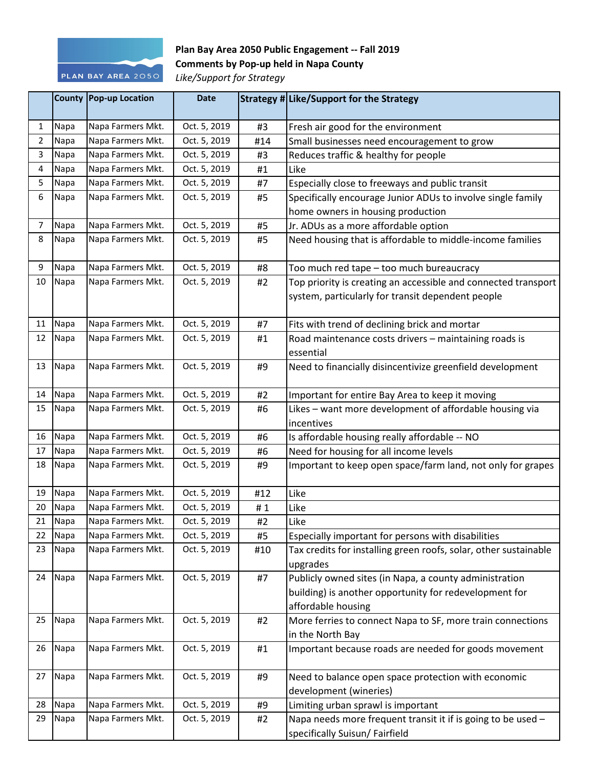**Plan Bay Area 2050 Public Engagement -- Fall 2019**
**Comments by Pop-up held in Napa County**
*Like/Support for Strategy*

| | County | Pop-up Location | Date | Strategy # | Like/Support for the Strategy |
|---|---|---|---|---|---|
| 1 | Napa | Napa Farmers Mkt. | Oct. 5, 2019 | #3 | Fresh air good for the environment |
| 2 | Napa | Napa Farmers Mkt. | Oct. 5, 2019 | #14 | Small businesses need encouragement to grow |
| 3 | Napa | Napa Farmers Mkt. | Oct. 5, 2019 | #3 | Reduces traffic & healthy for people |
| 4 | Napa | Napa Farmers Mkt. | Oct. 5, 2019 | #1 | Like |
| 5 | Napa | Napa Farmers Mkt. | Oct. 5, 2019 | #7 | Especially close to freeways and public transit |
| 6 | Napa | Napa Farmers Mkt. | Oct. 5, 2019 | #5 | Specifically encourage Junior ADUs to involve single family home owners in housing production |
| 7 | Napa | Napa Farmers Mkt. | Oct. 5, 2019 | #5 | Jr. ADUs as a more affordable option |
| 8 | Napa | Napa Farmers Mkt. | Oct. 5, 2019 | #5 | Need housing that is affordable to middle-income families |
| 9 | Napa | Napa Farmers Mkt. | Oct. 5, 2019 | #8 | Too much red tape – too much bureaucracy |
| 10 | Napa | Napa Farmers Mkt. | Oct. 5, 2019 | #2 | Top priority is creating an accessible and connected transport system, particularly for transit dependent people |
| 11 | Napa | Napa Farmers Mkt. | Oct. 5, 2019 | #7 | Fits with trend of declining brick and mortar |
| 12 | Napa | Napa Farmers Mkt. | Oct. 5, 2019 | #1 | Road maintenance costs drivers – maintaining roads is essential |
| 13 | Napa | Napa Farmers Mkt. | Oct. 5, 2019 | #9 | Need to financially disincentivize greenfield development |
| 14 | Napa | Napa Farmers Mkt. | Oct. 5, 2019 | #2 | Important for entire Bay Area to keep it moving |
| 15 | Napa | Napa Farmers Mkt. | Oct. 5, 2019 | #6 | Likes – want more development of affordable housing via incentives |
| 16 | Napa | Napa Farmers Mkt. | Oct. 5, 2019 | #6 | Is affordable housing really affordable -- NO |
| 17 | Napa | Napa Farmers Mkt. | Oct. 5, 2019 | #6 | Need for housing for all income levels |
| 18 | Napa | Napa Farmers Mkt. | Oct. 5, 2019 | #9 | Important to keep open space/farm land, not only for grapes |
| 19 | Napa | Napa Farmers Mkt. | Oct. 5, 2019 | #12 | Like |
| 20 | Napa | Napa Farmers Mkt. | Oct. 5, 2019 | # 1 | Like |
| 21 | Napa | Napa Farmers Mkt. | Oct. 5, 2019 | #2 | Like |
| 22 | Napa | Napa Farmers Mkt. | Oct. 5, 2019 | #5 | Especially important for persons with disabilities |
| 23 | Napa | Napa Farmers Mkt. | Oct. 5, 2019 | #10 | Tax credits for installing green roofs, solar, other sustainable upgrades |
| 24 | Napa | Napa Farmers Mkt. | Oct. 5, 2019 | #7 | Publicly owned sites (in Napa, a county administration building) is another opportunity for redevelopment for affordable housing |
| 25 | Napa | Napa Farmers Mkt. | Oct. 5, 2019 | #2 | More ferries to connect Napa to SF, more train connections in the North Bay |
| 26 | Napa | Napa Farmers Mkt. | Oct. 5, 2019 | #1 | Important because roads are needed for goods movement |
| 27 | Napa | Napa Farmers Mkt. | Oct. 5, 2019 | #9 | Need to balance open space protection with economic development (wineries) |
| 28 | Napa | Napa Farmers Mkt. | Oct. 5, 2019 | #9 | Limiting urban sprawl is important |
| 29 | Napa | Napa Farmers Mkt. | Oct. 5, 2019 | #2 | Napa needs more frequent transit it if is going to be used – specifically Suisun/ Fairfield |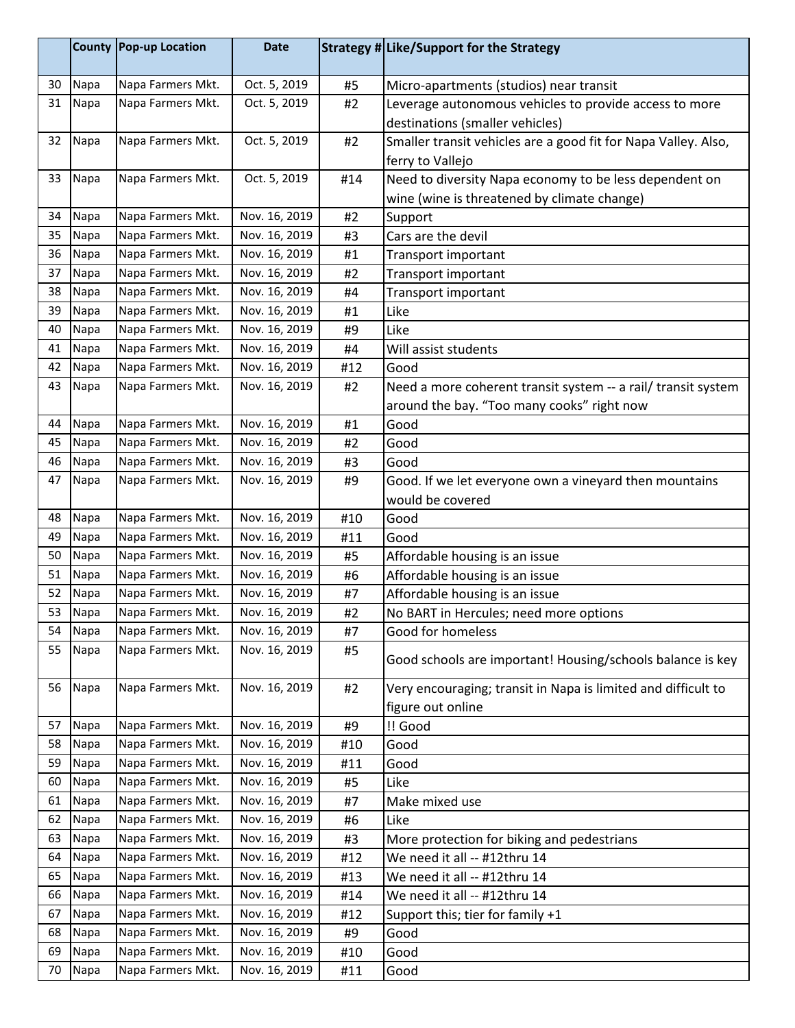| | County | Pop-up Location | Date | Strategy # | Like/Support for the Strategy |
|---|---|---|---|---|---|
| 30 | Napa | Napa Farmers Mkt. | Oct. 5, 2019 | #5 | Micro-apartments (studios) near transit |
| 31 | Napa | Napa Farmers Mkt. | Oct. 5, 2019 | #2 | Leverage autonomous vehicles to provide access to more destinations (smaller vehicles) |
| 32 | Napa | Napa Farmers Mkt. | Oct. 5, 2019 | #2 | Smaller transit vehicles are a good fit for Napa Valley. Also, ferry to Vallejo |
| 33 | Napa | Napa Farmers Mkt. | Oct. 5, 2019 | #14 | Need to diversity Napa economy to be less dependent on wine (wine is threatened by climate change) |
| 34 | Napa | Napa Farmers Mkt. | Nov. 16, 2019 | #2 | Support |
| 35 | Napa | Napa Farmers Mkt. | Nov. 16, 2019 | #3 | Cars are the devil |
| 36 | Napa | Napa Farmers Mkt. | Nov. 16, 2019 | #1 | Transport important |
| 37 | Napa | Napa Farmers Mkt. | Nov. 16, 2019 | #2 | Transport important |
| 38 | Napa | Napa Farmers Mkt. | Nov. 16, 2019 | #4 | Transport important |
| 39 | Napa | Napa Farmers Mkt. | Nov. 16, 2019 | #1 | Like |
| 40 | Napa | Napa Farmers Mkt. | Nov. 16, 2019 | #9 | Like |
| 41 | Napa | Napa Farmers Mkt. | Nov. 16, 2019 | #4 | Will assist students |
| 42 | Napa | Napa Farmers Mkt. | Nov. 16, 2019 | #12 | Good |
| 43 | Napa | Napa Farmers Mkt. | Nov. 16, 2019 | #2 | Need a more coherent transit system -- a rail/ transit system around the bay. “Too many cooks” right now |
| 44 | Napa | Napa Farmers Mkt. | Nov. 16, 2019 | #1 | Good |
| 45 | Napa | Napa Farmers Mkt. | Nov. 16, 2019 | #2 | Good |
| 46 | Napa | Napa Farmers Mkt. | Nov. 16, 2019 | #3 | Good |
| 47 | Napa | Napa Farmers Mkt. | Nov. 16, 2019 | #9 | Good. If we let everyone own a vineyard then mountains would be covered |
| 48 | Napa | Napa Farmers Mkt. | Nov. 16, 2019 | #10 | Good |
| 49 | Napa | Napa Farmers Mkt. | Nov. 16, 2019 | #11 | Good |
| 50 | Napa | Napa Farmers Mkt. | Nov. 16, 2019 | #5 | Affordable housing is an issue |
| 51 | Napa | Napa Farmers Mkt. | Nov. 16, 2019 | #6 | Affordable housing is an issue |
| 52 | Napa | Napa Farmers Mkt. | Nov. 16, 2019 | #7 | Affordable housing is an issue |
| 53 | Napa | Napa Farmers Mkt. | Nov. 16, 2019 | #2 | No BART in Hercules; need more options |
| 54 | Napa | Napa Farmers Mkt. | Nov. 16, 2019 | #7 | Good for homeless |
| 55 | Napa | Napa Farmers Mkt. | Nov. 16, 2019 | #5 | Good schools are important! Housing/schools balance is key |
| 56 | Napa | Napa Farmers Mkt. | Nov. 16, 2019 | #2 | Very encouraging; transit in Napa is limited and difficult to figure out online |
| 57 | Napa | Napa Farmers Mkt. | Nov. 16, 2019 | #9 | !! Good |
| 58 | Napa | Napa Farmers Mkt. | Nov. 16, 2019 | #10 | Good |
| 59 | Napa | Napa Farmers Mkt. | Nov. 16, 2019 | #11 | Good |
| 60 | Napa | Napa Farmers Mkt. | Nov. 16, 2019 | #5 | Like |
| 61 | Napa | Napa Farmers Mkt. | Nov. 16, 2019 | #7 | Make mixed use |
| 62 | Napa | Napa Farmers Mkt. | Nov. 16, 2019 | #6 | Like |
| 63 | Napa | Napa Farmers Mkt. | Nov. 16, 2019 | #3 | More protection for biking and pedestrians |
| 64 | Napa | Napa Farmers Mkt. | Nov. 16, 2019 | #12 | We need it all -- #12thru 14 |
| 65 | Napa | Napa Farmers Mkt. | Nov. 16, 2019 | #13 | We need it all -- #12thru 14 |
| 66 | Napa | Napa Farmers Mkt. | Nov. 16, 2019 | #14 | We need it all -- #12thru 14 |
| 67 | Napa | Napa Farmers Mkt. | Nov. 16, 2019 | #12 | Support this; tier for family +1 |
| 68 | Napa | Napa Farmers Mkt. | Nov. 16, 2019 | #9 | Good |
| 69 | Napa | Napa Farmers Mkt. | Nov. 16, 2019 | #10 | Good |
| 70 | Napa | Napa Farmers Mkt. | Nov. 16, 2019 | #11 | Good |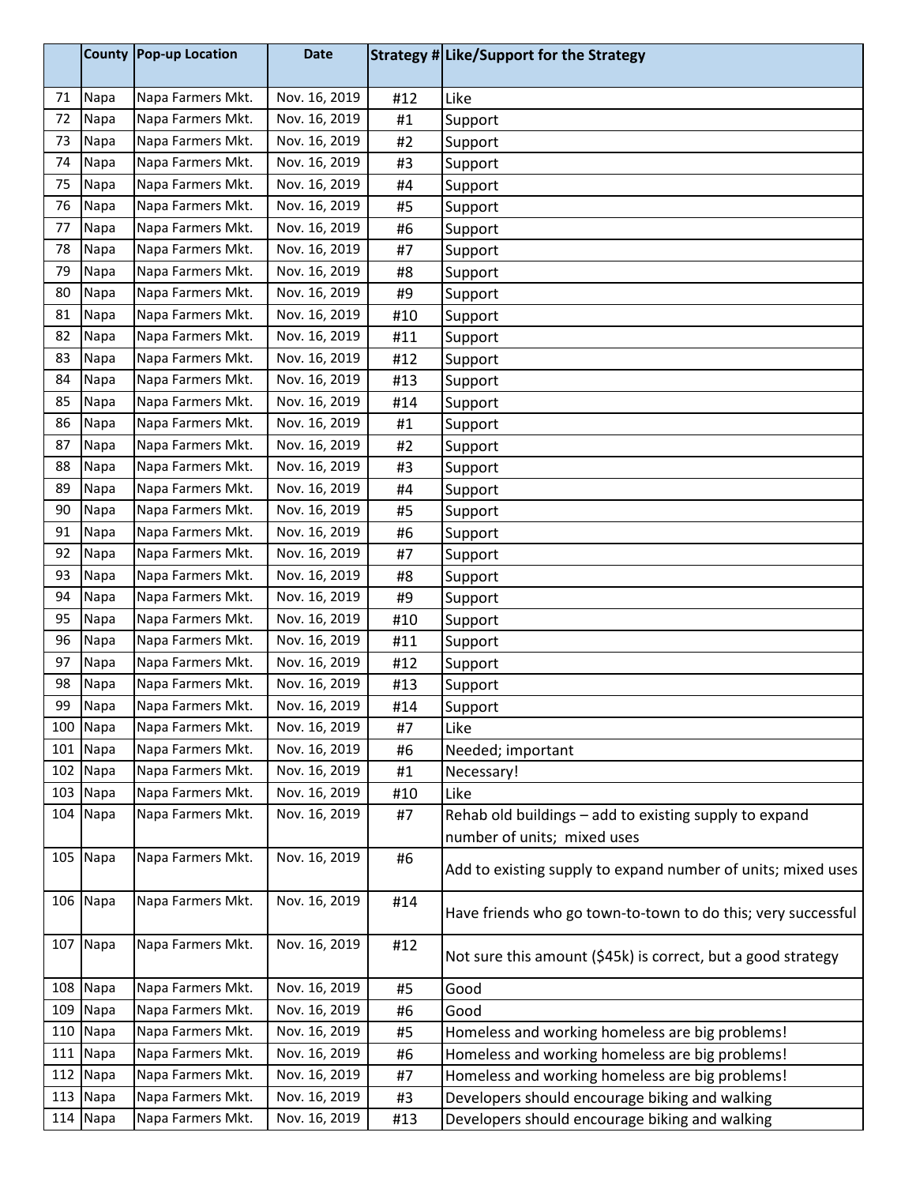| | County | Pop-up Location | Date | Strategy # | Like/Support for the Strategy |
|---|---|---|---|---|---|
| 71 | Napa | Napa Farmers Mkt. | Nov. 16, 2019 | #12 | Like |
| 72 | Napa | Napa Farmers Mkt. | Nov. 16, 2019 | #1 | Support |
| 73 | Napa | Napa Farmers Mkt. | Nov. 16, 2019 | #2 | Support |
| 74 | Napa | Napa Farmers Mkt. | Nov. 16, 2019 | #3 | Support |
| 75 | Napa | Napa Farmers Mkt. | Nov. 16, 2019 | #4 | Support |
| 76 | Napa | Napa Farmers Mkt. | Nov. 16, 2019 | #5 | Support |
| 77 | Napa | Napa Farmers Mkt. | Nov. 16, 2019 | #6 | Support |
| 78 | Napa | Napa Farmers Mkt. | Nov. 16, 2019 | #7 | Support |
| 79 | Napa | Napa Farmers Mkt. | Nov. 16, 2019 | #8 | Support |
| 80 | Napa | Napa Farmers Mkt. | Nov. 16, 2019 | #9 | Support |
| 81 | Napa | Napa Farmers Mkt. | Nov. 16, 2019 | #10 | Support |
| 82 | Napa | Napa Farmers Mkt. | Nov. 16, 2019 | #11 | Support |
| 83 | Napa | Napa Farmers Mkt. | Nov. 16, 2019 | #12 | Support |
| 84 | Napa | Napa Farmers Mkt. | Nov. 16, 2019 | #13 | Support |
| 85 | Napa | Napa Farmers Mkt. | Nov. 16, 2019 | #14 | Support |
| 86 | Napa | Napa Farmers Mkt. | Nov. 16, 2019 | #1 | Support |
| 87 | Napa | Napa Farmers Mkt. | Nov. 16, 2019 | #2 | Support |
| 88 | Napa | Napa Farmers Mkt. | Nov. 16, 2019 | #3 | Support |
| 89 | Napa | Napa Farmers Mkt. | Nov. 16, 2019 | #4 | Support |
| 90 | Napa | Napa Farmers Mkt. | Nov. 16, 2019 | #5 | Support |
| 91 | Napa | Napa Farmers Mkt. | Nov. 16, 2019 | #6 | Support |
| 92 | Napa | Napa Farmers Mkt. | Nov. 16, 2019 | #7 | Support |
| 93 | Napa | Napa Farmers Mkt. | Nov. 16, 2019 | #8 | Support |
| 94 | Napa | Napa Farmers Mkt. | Nov. 16, 2019 | #9 | Support |
| 95 | Napa | Napa Farmers Mkt. | Nov. 16, 2019 | #10 | Support |
| 96 | Napa | Napa Farmers Mkt. | Nov. 16, 2019 | #11 | Support |
| 97 | Napa | Napa Farmers Mkt. | Nov. 16, 2019 | #12 | Support |
| 98 | Napa | Napa Farmers Mkt. | Nov. 16, 2019 | #13 | Support |
| 99 | Napa | Napa Farmers Mkt. | Nov. 16, 2019 | #14 | Support |
| 100 | Napa | Napa Farmers Mkt. | Nov. 16, 2019 | #7 | Like |
| 101 | Napa | Napa Farmers Mkt. | Nov. 16, 2019 | #6 | Needed; important |
| 102 | Napa | Napa Farmers Mkt. | Nov. 16, 2019 | #1 | Necessary! |
| 103 | Napa | Napa Farmers Mkt. | Nov. 16, 2019 | #10 | Like |
| 104 | Napa | Napa Farmers Mkt. | Nov. 16, 2019 | #7 | Rehab old buildings – add to existing supply to expand number of units; mixed uses |
| 105 | Napa | Napa Farmers Mkt. | Nov. 16, 2019 | #6 | Add to existing supply to expand number of units; mixed uses |
| 106 | Napa | Napa Farmers Mkt. | Nov. 16, 2019 | #14 | Have friends who go town-to-town to do this; very successful |
| 107 | Napa | Napa Farmers Mkt. | Nov. 16, 2019 | #12 | Not sure this amount ($45k) is correct, but a good strategy |
| 108 | Napa | Napa Farmers Mkt. | Nov. 16, 2019 | #5 | Good |
| 109 | Napa | Napa Farmers Mkt. | Nov. 16, 2019 | #6 | Good |
| 110 | Napa | Napa Farmers Mkt. | Nov. 16, 2019 | #5 | Homeless and working homeless are big problems! |
| 111 | Napa | Napa Farmers Mkt. | Nov. 16, 2019 | #6 | Homeless and working homeless are big problems! |
| 112 | Napa | Napa Farmers Mkt. | Nov. 16, 2019 | #7 | Homeless and working homeless are big problems! |
| 113 | Napa | Napa Farmers Mkt. | Nov. 16, 2019 | #3 | Developers should encourage biking and walking |
| 114 | Napa | Napa Farmers Mkt. | Nov. 16, 2019 | #13 | Developers should encourage biking and walking |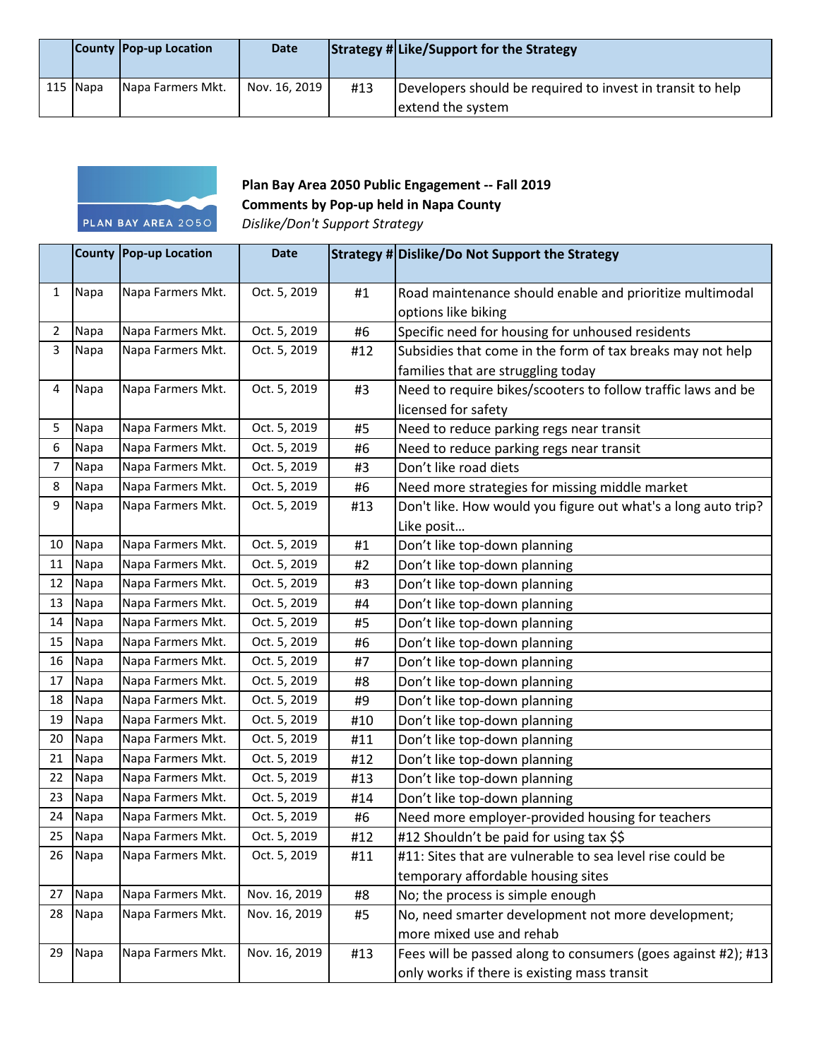| | County | Pop-up Location | Date | Strategy # | Like/Support for the Strategy |
|---|---|---|---|---|---|
| 115 | Napa | Napa Farmers Mkt. | Nov. 16, 2019 | #13 | Developers should be required to invest in transit to help extend the system |

**Plan Bay Area 2050 Public Engagement -- Fall 2019**
**Comments by Pop-up held in Napa County**
*Dislike/Don't Support Strategy*

| | County | Pop-up Location | Date | Strategy # | Dislike/Do Not Support the Strategy |
|---|---|---|---|---|---|
| 1 | Napa | Napa Farmers Mkt. | Oct. 5, 2019 | #1 | Road maintenance should enable and prioritize multimodal options like biking |
| 2 | Napa | Napa Farmers Mkt. | Oct. 5, 2019 | #6 | Specific need for housing for unhoused residents |
| 3 | Napa | Napa Farmers Mkt. | Oct. 5, 2019 | #12 | Subsidies that come in the form of tax breaks may not help families that are struggling today |
| 4 | Napa | Napa Farmers Mkt. | Oct. 5, 2019 | #3 | Need to require bikes/scooters to follow traffic laws and be licensed for safety |
| 5 | Napa | Napa Farmers Mkt. | Oct. 5, 2019 | #5 | Need to reduce parking regs near transit |
| 6 | Napa | Napa Farmers Mkt. | Oct. 5, 2019 | #6 | Need to reduce parking regs near transit |
| 7 | Napa | Napa Farmers Mkt. | Oct. 5, 2019 | #3 | Don't like road diets |
| 8 | Napa | Napa Farmers Mkt. | Oct. 5, 2019 | #6 | Need more strategies for missing middle market |
| 9 | Napa | Napa Farmers Mkt. | Oct. 5, 2019 | #13 | Don't like. How would you figure out what's a long auto trip? Like posit… |
| 10 | Napa | Napa Farmers Mkt. | Oct. 5, 2019 | #1 | Don't like top-down planning |
| 11 | Napa | Napa Farmers Mkt. | Oct. 5, 2019 | #2 | Don't like top-down planning |
| 12 | Napa | Napa Farmers Mkt. | Oct. 5, 2019 | #3 | Don't like top-down planning |
| 13 | Napa | Napa Farmers Mkt. | Oct. 5, 2019 | #4 | Don't like top-down planning |
| 14 | Napa | Napa Farmers Mkt. | Oct. 5, 2019 | #5 | Don't like top-down planning |
| 15 | Napa | Napa Farmers Mkt. | Oct. 5, 2019 | #6 | Don't like top-down planning |
| 16 | Napa | Napa Farmers Mkt. | Oct. 5, 2019 | #7 | Don't like top-down planning |
| 17 | Napa | Napa Farmers Mkt. | Oct. 5, 2019 | #8 | Don't like top-down planning |
| 18 | Napa | Napa Farmers Mkt. | Oct. 5, 2019 | #9 | Don't like top-down planning |
| 19 | Napa | Napa Farmers Mkt. | Oct. 5, 2019 | #10 | Don't like top-down planning |
| 20 | Napa | Napa Farmers Mkt. | Oct. 5, 2019 | #11 | Don't like top-down planning |
| 21 | Napa | Napa Farmers Mkt. | Oct. 5, 2019 | #12 | Don't like top-down planning |
| 22 | Napa | Napa Farmers Mkt. | Oct. 5, 2019 | #13 | Don't like top-down planning |
| 23 | Napa | Napa Farmers Mkt. | Oct. 5, 2019 | #14 | Don't like top-down planning |
| 24 | Napa | Napa Farmers Mkt. | Oct. 5, 2019 | #6 | Need more employer-provided housing for teachers |
| 25 | Napa | Napa Farmers Mkt. | Oct. 5, 2019 | #12 | #12 Shouldn't be paid for using tax $$ |
| 26 | Napa | Napa Farmers Mkt. | Oct. 5, 2019 | #11 | #11: Sites that are vulnerable to sea level rise could be temporary affordable housing sites |
| 27 | Napa | Napa Farmers Mkt. | Nov. 16, 2019 | #8 | No; the process is simple enough |
| 28 | Napa | Napa Farmers Mkt. | Nov. 16, 2019 | #5 | No, need smarter development not more development; more mixed use and rehab |
| 29 | Napa | Napa Farmers Mkt. | Nov. 16, 2019 | #13 | Fees will be passed along to consumers (goes against #2); #13 only works if there is existing mass transit |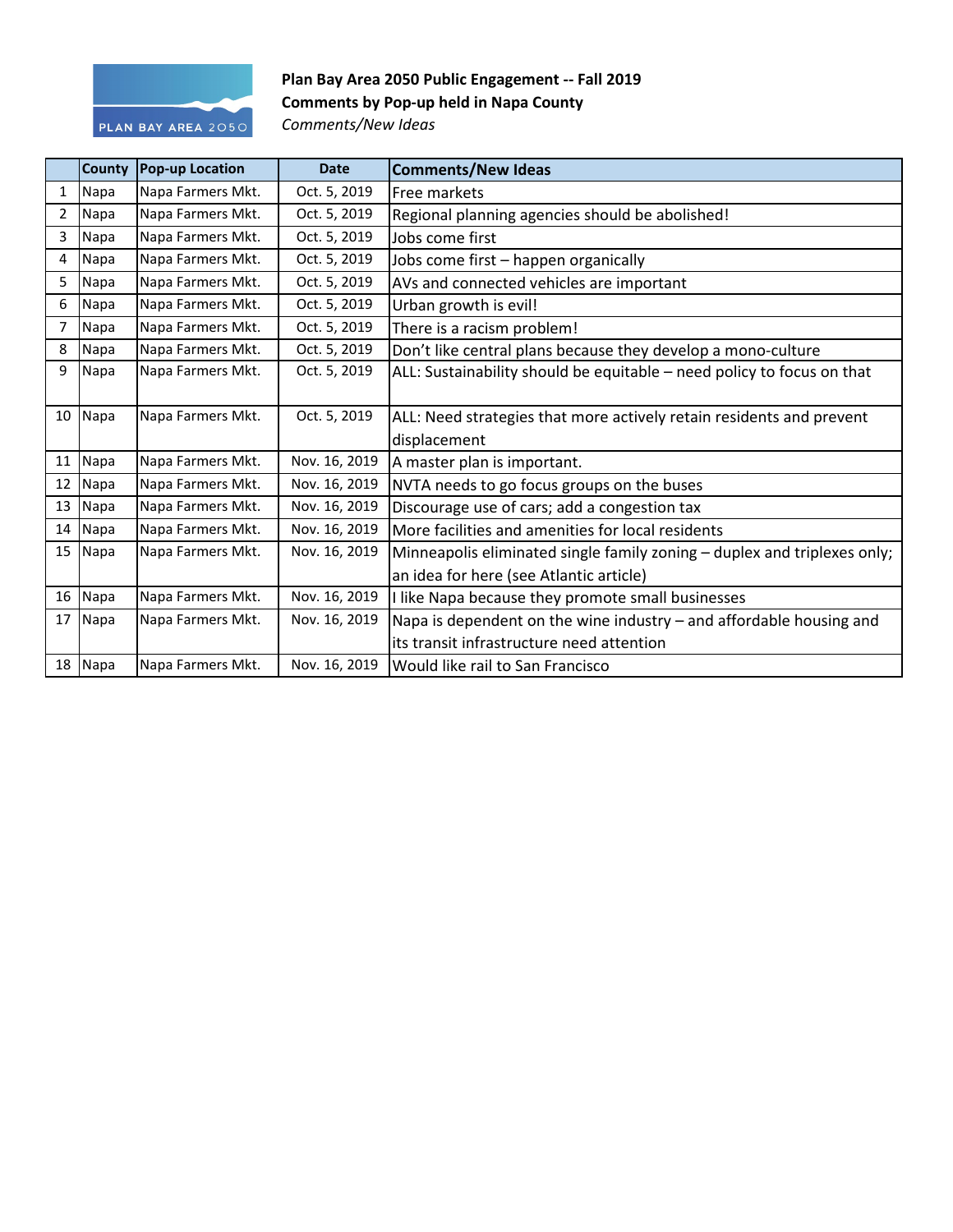**Plan Bay Area 2050 Public Engagement -- Fall 2019**
**Comments by Pop-up held in Napa County**
*Comments/New Ideas*

| | County | Pop-up Location | Date | Comments/New Ideas |
|---|---|---|---|---|
| 1 | Napa | Napa Farmers Mkt. | Oct. 5, 2019 | Free markets |
| 2 | Napa | Napa Farmers Mkt. | Oct. 5, 2019 | Regional planning agencies should be abolished! |
| 3 | Napa | Napa Farmers Mkt. | Oct. 5, 2019 | Jobs come first |
| 4 | Napa | Napa Farmers Mkt. | Oct. 5, 2019 | Jobs come first – happen organically |
| 5 | Napa | Napa Farmers Mkt. | Oct. 5, 2019 | AVs and connected vehicles are important |
| 6 | Napa | Napa Farmers Mkt. | Oct. 5, 2019 | Urban growth is evil! |
| 7 | Napa | Napa Farmers Mkt. | Oct. 5, 2019 | There is a racism problem! |
| 8 | Napa | Napa Farmers Mkt. | Oct. 5, 2019 | Don't like central plans because they develop a mono-culture |
| 9 | Napa | Napa Farmers Mkt. | Oct. 5, 2019 | ALL: Sustainability should be equitable – need policy to focus on that |
| 10 | Napa | Napa Farmers Mkt. | Oct. 5, 2019 | ALL: Need strategies that more actively retain residents and prevent displacement |
| 11 | Napa | Napa Farmers Mkt. | Nov. 16, 2019 | A master plan is important. |
| 12 | Napa | Napa Farmers Mkt. | Nov. 16, 2019 | NVTA needs to go focus groups on the buses |
| 13 | Napa | Napa Farmers Mkt. | Nov. 16, 2019 | Discourage use of cars; add a congestion tax |
| 14 | Napa | Napa Farmers Mkt. | Nov. 16, 2019 | More facilities and amenities for local residents |
| 15 | Napa | Napa Farmers Mkt. | Nov. 16, 2019 | Minneapolis eliminated single family zoning – duplex and triplexes only; an idea for here (see Atlantic article) |
| 16 | Napa | Napa Farmers Mkt. | Nov. 16, 2019 | I like Napa because they promote small businesses |
| 17 | Napa | Napa Farmers Mkt. | Nov. 16, 2019 | Napa is dependent on the wine industry – and affordable housing and its transit infrastructure need attention |
| 18 | Napa | Napa Farmers Mkt. | Nov. 16, 2019 | Would like rail to San Francisco |